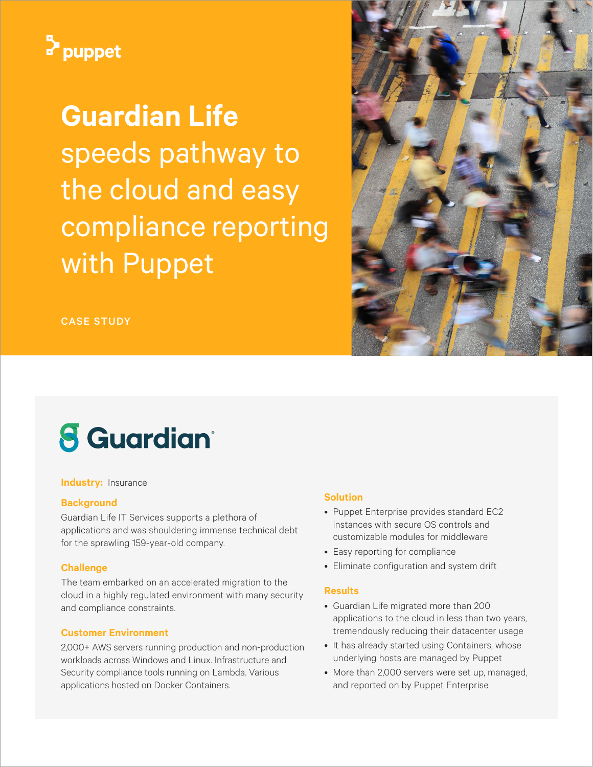puppet

# Guardian Life speeds pathway to the cloud and easy compliance reporting with Puppet

CASE STUDY

Guardian

**Industry:** Insurance

### Background

Guardian Life IT Services supports a plethora of applications and was shouldering immense technical debt for the sprawling 159-year-old company.

### Challenge

The team embarked on an accelerated migration to the cloud in a highly regulated environment with many security and compliance constraints.

### Customer Environment

2,000+ AWS servers running production and non-production workloads across Windows and Linux. Infrastructure and Security compliance tools running on Lambda. Various applications hosted on Docker Containers.

### Solution

- Puppet Enterprise provides standard EC2 instances with secure OS controls and customizable modules for middleware
- Easy reporting for compliance
- Eliminate configuration and system drift

### Results

- Guardian Life migrated more than 200 applications to the cloud in less than two years, tremendously reducing their datacenter usage
- It has already started using Containers, whose underlying hosts are managed by Puppet
- More than 2,000 servers were set up, managed, and reported on by Puppet Enterprise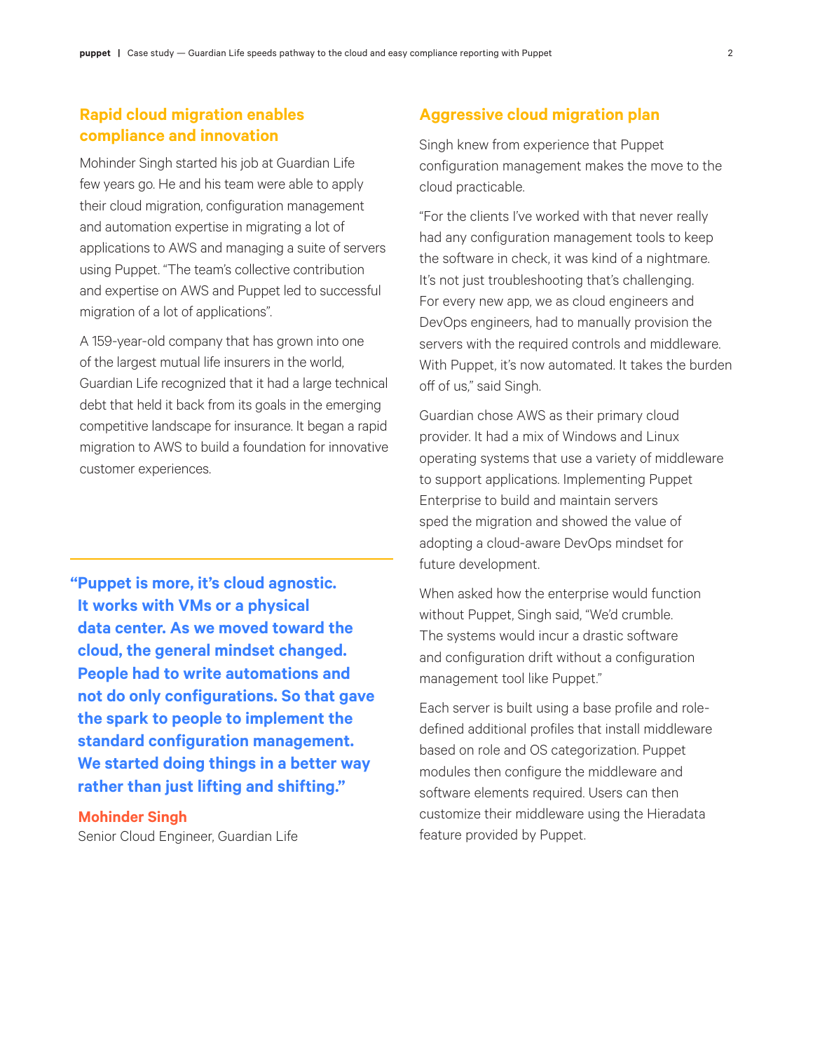## Rapid cloud migration enables compliance and innovation

Mohinder Singh started his job at Guardian Life few years go. He and his team were able to apply their cloud migration, configuration management and automation expertise in migrating a lot of applications to AWS and managing a suite of servers using Puppet. "The team's collective contribution and expertise on AWS and Puppet led to successful migration of a lot of applications".

A 159-year-old company that has grown into one of the largest mutual life insurers in the world, Guardian Life recognized that it had a large technical debt that held it back from its goals in the emerging competitive landscape for insurance. It began a rapid migration to AWS to build a foundation for innovative customer experiences.

**"Puppet is more, it's cloud agnostic. It works with VMs or a physical data center. As we moved toward the cloud, the general mindset changed. People had to write automations and not do only configurations. So that gave the spark to people to implement the standard configuration management. We started doing things in a better way rather than just lifting and shifting."**

**Mohinder Singh**
Senior Cloud Engineer, Guardian Life

## Aggressive cloud migration plan

Singh knew from experience that Puppet configuration management makes the move to the cloud practicable.

"For the clients I've worked with that never really had any configuration management tools to keep the software in check, it was kind of a nightmare. It's not just troubleshooting that's challenging. For every new app, we as cloud engineers and DevOps engineers, had to manually provision the servers with the required controls and middleware. With Puppet, it's now automated. It takes the burden off of us," said Singh.

Guardian chose AWS as their primary cloud provider. It had a mix of Windows and Linux operating systems that use a variety of middleware to support applications. Implementing Puppet Enterprise to build and maintain servers sped the migration and showed the value of adopting a cloud-aware DevOps mindset for future development.

When asked how the enterprise would function without Puppet, Singh said, "We'd crumble. The systems would incur a drastic software and configuration drift without a configuration management tool like Puppet."

Each server is built using a base profile and role-defined additional profiles that install middleware based on role and OS categorization. Puppet modules then configure the middleware and software elements required. Users can then customize their middleware using the Hieradata feature provided by Puppet.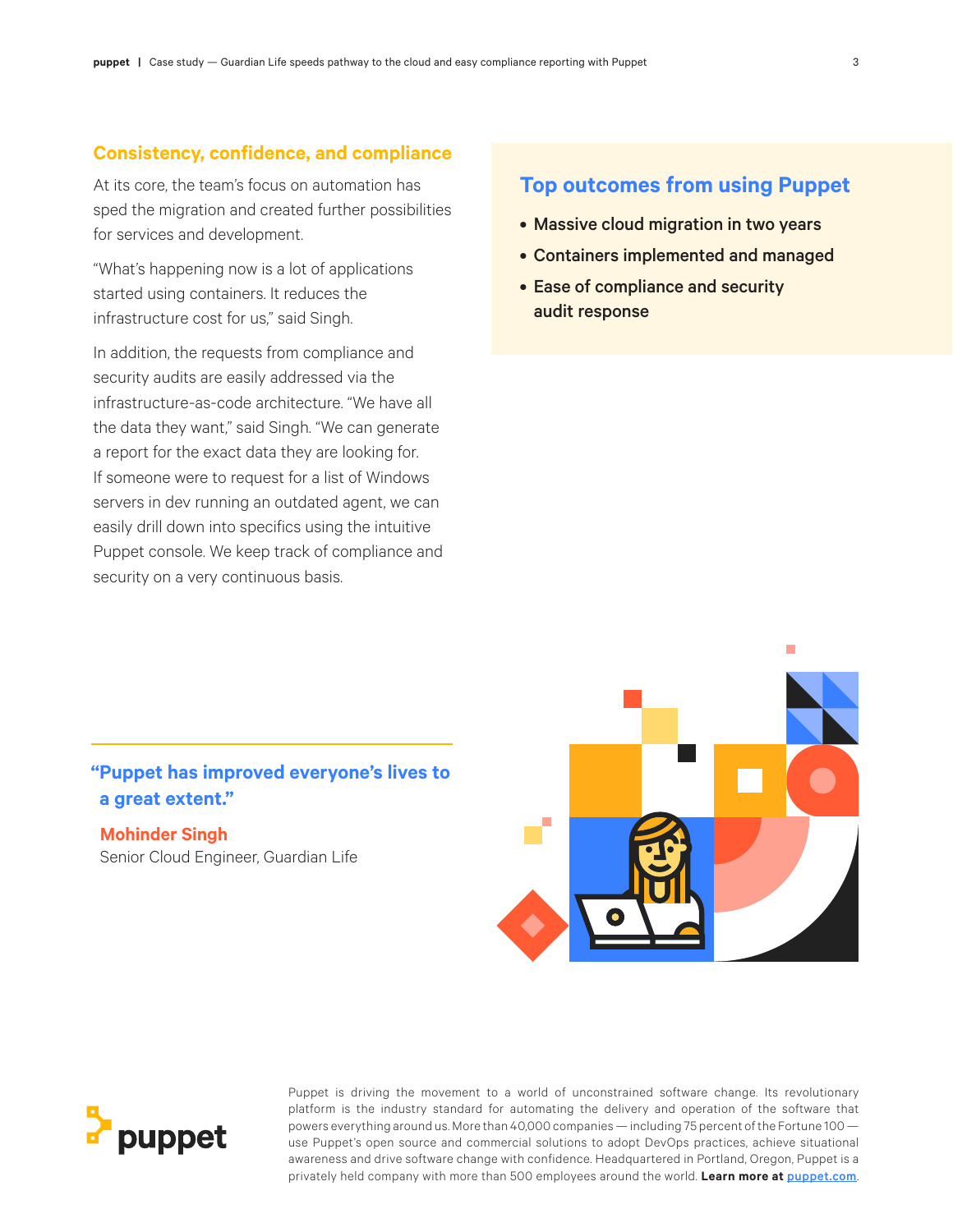## Consistency, confidence, and compliance

At its core, the team's focus on automation has sped the migration and created further possibilities for services and development.

"What's happening now is a lot of applications started using containers. It reduces the infrastructure cost for us," said Singh.

In addition, the requests from compliance and security audits are easily addressed via the infrastructure-as-code architecture. "We have all the data they want," said Singh. "We can generate a report for the exact data they are looking for. If someone were to request for a list of Windows servers in dev running an outdated agent, we can easily drill down into specifics using the intuitive Puppet console. We keep track of compliance and security on a very continuous basis.

> **"Puppet has improved everyone's lives to a great extent."**
>
> **Mohinder Singh**
> Senior Cloud Engineer, Guardian Life

## Top outcomes from using Puppet

- Massive cloud migration in two years
- Containers implemented and managed
- Ease of compliance and security audit response

Puppet is driving the movement to a world of unconstrained software change. Its revolutionary platform is the industry standard for automating the delivery and operation of the software that powers everything around us. More than 40,000 companies — including 75 percent of the Fortune 100 — use Puppet's open source and commercial solutions to adopt DevOps practices, achieve situational awareness and drive software change with confidence. Headquartered in Portland, Oregon, Puppet is a privately held company with more than 500 employees around the world. **Learn more at** [puppet.com](https://puppet.com).